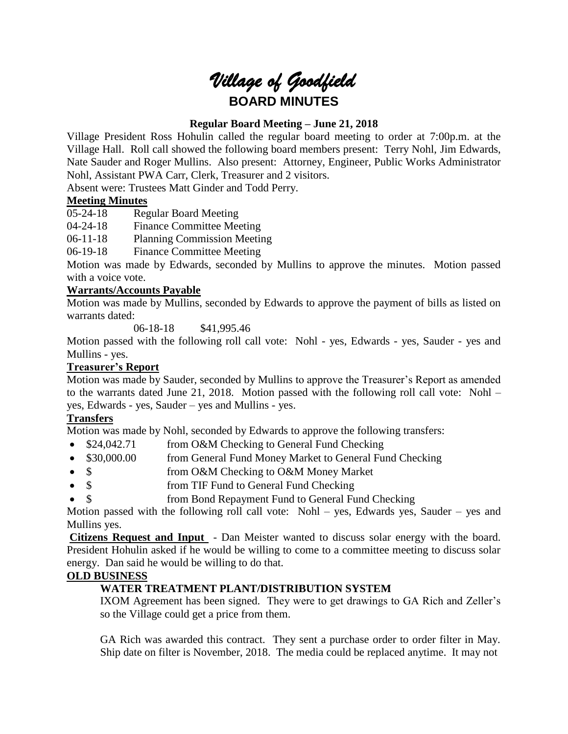# *Village of Goodfield*

## BOARD MINUTES

### Regular Board Meeting – June 21, 2018

Village President Ross Hohulin called the regular board meeting to order at 7:00p.m. at the Village Hall. Roll call showed the following board members present: Terry Nohl, Jim Edwards, Nate Sauder and Roger Mullins. Also present: Attorney, Engineer, Public Works Administrator Nohl, Assistant PWA Carr, Clerk, Treasurer and 2 visitors.

Absent were: Trustees Matt Ginder and Todd Perry.

**Meeting Minutes**

05-24-18 Regular Board Meeting

04-24-18 Finance Committee Meeting

06-11-18 Planning Commission Meeting

06-19-18 Finance Committee Meeting

Motion was made by Edwards, seconded by Mullins to approve the minutes. Motion passed with a voice vote.

**Warrants/Accounts Payable**

Motion was made by Mullins, seconded by Edwards to approve the payment of bills as listed on warrants dated:

06-18-18 $41,995.46

Motion passed with the following roll call vote: Nohl - yes, Edwards - yes, Sauder - yes and Mullins - yes.

**Treasurer's Report**

Motion was made by Sauder, seconded by Mullins to approve the Treasurer's Report as amended to the warrants dated June 21, 2018. Motion passed with the following roll call vote: Nohl – yes, Edwards - yes, Sauder – yes and Mullins - yes.

**Transfers**

Motion was made by Nohl, seconded by Edwards to approve the following transfers:

- $24,042.71 from O&M Checking to General Fund Checking
- $30,000.00 from General Fund Money Market to General Fund Checking
- $ from O&M Checking to O&M Money Market
- $ from TIF Fund to General Fund Checking
- $ from Bond Repayment Fund to General Fund Checking

Motion passed with the following roll call vote: Nohl – yes, Edwards yes, Sauder – yes and Mullins yes.

**Citizens Request and Input** - Dan Meister wanted to discuss solar energy with the board. President Hohulin asked if he would be willing to come to a committee meeting to discuss solar energy. Dan said he would be willing to do that.

**OLD BUSINESS**

**WATER TREATMENT PLANT/DISTRIBUTION SYSTEM**

IXOM Agreement has been signed. They were to get drawings to GA Rich and Zeller's so the Village could get a price from them.

GA Rich was awarded this contract. They sent a purchase order to order filter in May. Ship date on filter is November, 2018. The media could be replaced anytime. It may not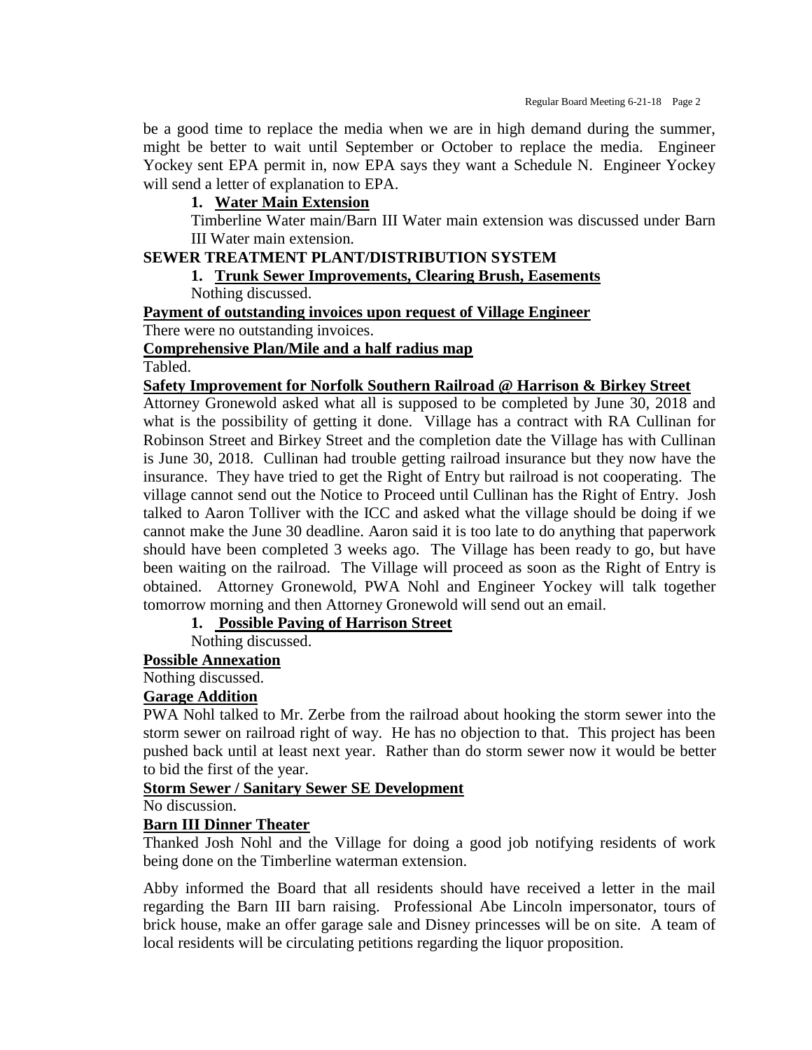be a good time to replace the media when we are in high demand during the summer, might be better to wait until September or October to replace the media. Engineer Yockey sent EPA permit in, now EPA says they want a Schedule N. Engineer Yockey will send a letter of explanation to EPA.

**1. Water Main Extension**

Timberline Water main/Barn III Water main extension was discussed under Barn III Water main extension.

**SEWER TREATMENT PLANT/DISTRIBUTION SYSTEM**

**1. Trunk Sewer Improvements, Clearing Brush, Easements**

Nothing discussed.

**Payment of outstanding invoices upon request of Village Engineer**

There were no outstanding invoices.

**Comprehensive Plan/Mile and a half radius map**

Tabled.

**Safety Improvement for Norfolk Southern Railroad @ Harrison & Birkey Street**

Attorney Gronewold asked what all is supposed to be completed by June 30, 2018 and what is the possibility of getting it done. Village has a contract with RA Cullinan for Robinson Street and Birkey Street and the completion date the Village has with Cullinan is June 30, 2018. Cullinan had trouble getting railroad insurance but they now have the insurance. They have tried to get the Right of Entry but railroad is not cooperating. The village cannot send out the Notice to Proceed until Cullinan has the Right of Entry. Josh talked to Aaron Tolliver with the ICC and asked what the village should be doing if we cannot make the June 30 deadline. Aaron said it is too late to do anything that paperwork should have been completed 3 weeks ago. The Village has been ready to go, but have been waiting on the railroad. The Village will proceed as soon as the Right of Entry is obtained. Attorney Gronewold, PWA Nohl and Engineer Yockey will talk together tomorrow morning and then Attorney Gronewold will send out an email.

**1. Possible Paving of Harrison Street**

Nothing discussed.

**Possible Annexation**

Nothing discussed.

**Garage Addition**

PWA Nohl talked to Mr. Zerbe from the railroad about hooking the storm sewer into the storm sewer on railroad right of way. He has no objection to that. This project has been pushed back until at least next year. Rather than do storm sewer now it would be better to bid the first of the year.

**Storm Sewer / Sanitary Sewer SE Development**

No discussion.

**Barn III Dinner Theater**

Thanked Josh Nohl and the Village for doing a good job notifying residents of work being done on the Timberline waterman extension.

Abby informed the Board that all residents should have received a letter in the mail regarding the Barn III barn raising. Professional Abe Lincoln impersonator, tours of brick house, make an offer garage sale and Disney princesses will be on site. A team of local residents will be circulating petitions regarding the liquor proposition.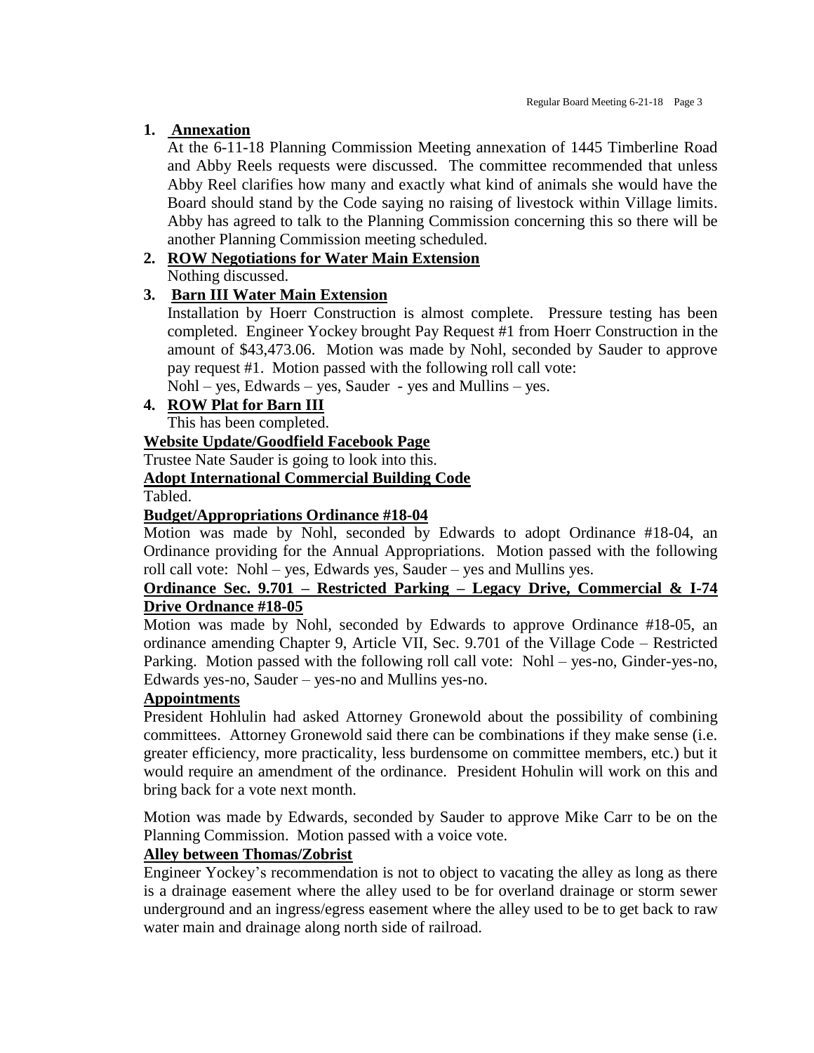1. **Annexation**

   At the 6-11-18 Planning Commission Meeting annexation of 1445 Timberline Road and Abby Reels requests were discussed. The committee recommended that unless Abby Reel clarifies how many and exactly what kind of animals she would have the Board should stand by the Code saying no raising of livestock within Village limits. Abby has agreed to talk to the Planning Commission concerning this so there will be another Planning Commission meeting scheduled.

2. **ROW Negotiations for Water Main Extension**

   Nothing discussed.

3. **Barn III Water Main Extension**

   Installation by Hoerr Construction is almost complete. Pressure testing has been completed. Engineer Yockey brought Pay Request #1 from Hoerr Construction in the amount of $43,473.06. Motion was made by Nohl, seconded by Sauder to approve pay request #1. Motion passed with the following roll call vote:
   Nohl – yes, Edwards – yes, Sauder - yes and Mullins – yes.

4. **ROW Plat for Barn III**

   This has been completed.

**Website Update/Goodfield Facebook Page**

Trustee Nate Sauder is going to look into this.

**Adopt International Commercial Building Code**

Tabled.

**Budget/Appropriations Ordinance #18-04**

Motion was made by Nohl, seconded by Edwards to adopt Ordinance #18-04, an Ordinance providing for the Annual Appropriations. Motion passed with the following roll call vote: Nohl – yes, Edwards yes, Sauder – yes and Mullins yes.

**Ordinance Sec. 9.701 – Restricted Parking – Legacy Drive, Commercial & I-74 Drive Ordnance #18-05**

Motion was made by Nohl, seconded by Edwards to approve Ordinance #18-05, an ordinance amending Chapter 9, Article VII, Sec. 9.701 of the Village Code – Restricted Parking. Motion passed with the following roll call vote: Nohl – yes-no, Ginder-yes-no, Edwards yes-no, Sauder – yes-no and Mullins yes-no.

**Appointments**

President Hohlulin had asked Attorney Gronewold about the possibility of combining committees. Attorney Gronewold said there can be combinations if they make sense (i.e. greater efficiency, more practicality, less burdensome on committee members, etc.) but it would require an amendment of the ordinance. President Hohulin will work on this and bring back for a vote next month.

Motion was made by Edwards, seconded by Sauder to approve Mike Carr to be on the Planning Commission. Motion passed with a voice vote.

**Alley between Thomas/Zobrist**

Engineer Yockey's recommendation is not to object to vacating the alley as long as there is a drainage easement where the alley used to be for overland drainage or storm sewer underground and an ingress/egress easement where the alley used to be to get back to raw water main and drainage along north side of railroad.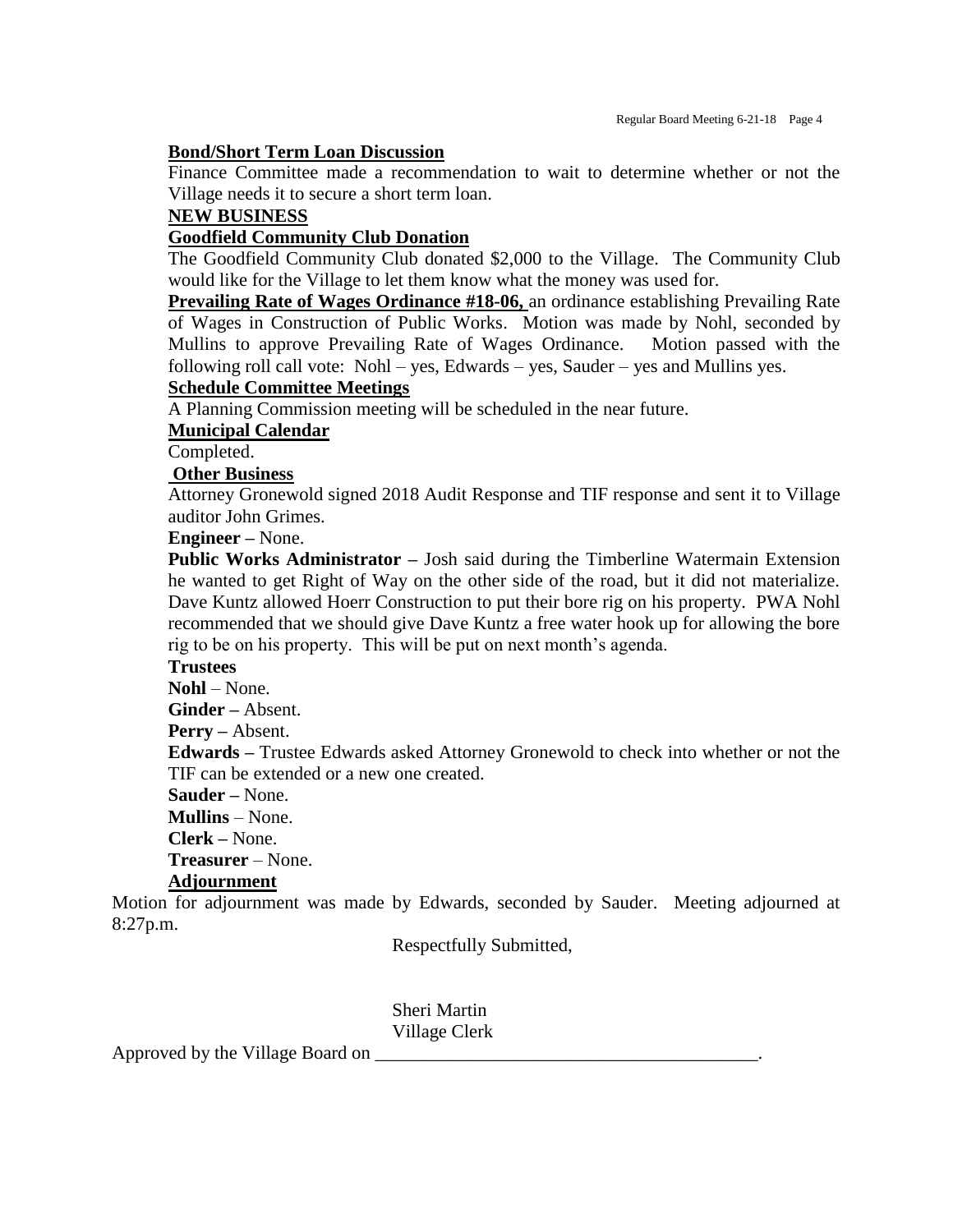**Bond/Short Term Loan Discussion**

Finance Committee made a recommendation to wait to determine whether or not the Village needs it to secure a short term loan.

**NEW BUSINESS**

**Goodfield Community Club Donation**

The Goodfield Community Club donated $2,000 to the Village. The Community Club would like for the Village to let them know what the money was used for.

**Prevailing Rate of Wages Ordinance #18-06,** an ordinance establishing Prevailing Rate of Wages in Construction of Public Works. Motion was made by Nohl, seconded by Mullins to approve Prevailing Rate of Wages Ordinance. Motion passed with the following roll call vote: Nohl – yes, Edwards – yes, Sauder – yes and Mullins yes.

**Schedule Committee Meetings**

A Planning Commission meeting will be scheduled in the near future.

**Municipal Calendar**

Completed.

**Other Business**

Attorney Gronewold signed 2018 Audit Response and TIF response and sent it to Village auditor John Grimes.

**Engineer –** None.

**Public Works Administrator –** Josh said during the Timberline Watermain Extension he wanted to get Right of Way on the other side of the road, but it did not materialize. Dave Kuntz allowed Hoerr Construction to put their bore rig on his property. PWA Nohl recommended that we should give Dave Kuntz a free water hook up for allowing the bore rig to be on his property. This will be put on next month's agenda.

**Trustees**

**Nohl** – None.

**Ginder –** Absent.

**Perry –** Absent.

**Edwards –** Trustee Edwards asked Attorney Gronewold to check into whether or not the TIF can be extended or a new one created.

**Sauder –** None.

**Mullins** – None.

**Clerk –** None.

**Treasurer** – None.

**Adjournment**

Motion for adjournment was made by Edwards, seconded by Sauder. Meeting adjourned at 8:27p.m.

Respectfully Submitted,

Sheri Martin
Village Clerk

Approved by the Village Board on \_\_\_\_\_\_\_\_\_\_\_\_\_\_\_\_\_\_\_\_\_\_\_\_\_\_\_\_\_\_\_\_\_\_\_\_\_\_\_\_\_\_.